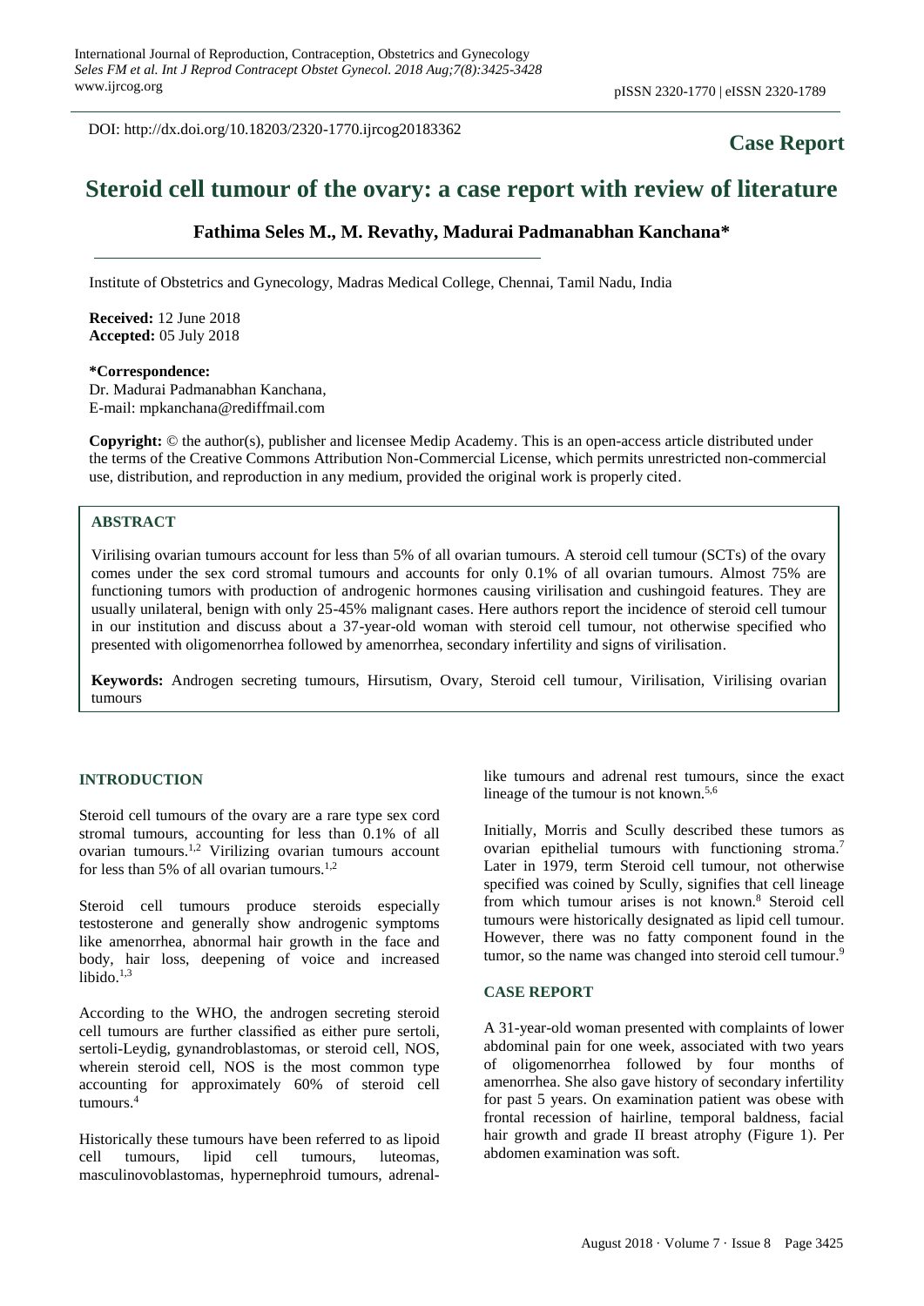DOI: http://dx.doi.org/10.18203/2320-1770.ijrcog20183362

**Case Report**

# Steroid cell tumour of the ovary: a case report with review of literature

**Fathima Seles M., M. Revathy, Madurai Padmanabhan Kanchana***

Institute of Obstetrics and Gynecology, Madras Medical College, Chennai, Tamil Nadu, India

**Received:** 12 June 2018
**Accepted:** 05 July 2018

**\*Correspondence:**
Dr. Madurai Padmanabhan Kanchana,
E-mail: mpkanchana@rediffmail.com

**Copyright:** © the author(s), publisher and licensee Medip Academy. This is an open-access article distributed under the terms of the Creative Commons Attribution Non-Commercial License, which permits unrestricted non-commercial use, distribution, and reproduction in any medium, provided the original work is properly cited.

## ABSTRACT

Virilising ovarian tumours account for less than 5% of all ovarian tumours. A steroid cell tumour (SCTs) of the ovary comes under the sex cord stromal tumours and accounts for only 0.1% of all ovarian tumours. Almost 75% are functioning tumors with production of androgenic hormones causing virilisation and cushingoid features. They are usually unilateral, benign with only 25-45% malignant cases. Here authors report the incidence of steroid cell tumour in our institution and discuss about a 37-year-old woman with steroid cell tumour, not otherwise specified who presented with oligomenorrhea followed by amenorrhea, secondary infertility and signs of virilisation.

**Keywords:** Androgen secreting tumours, Hirsutism, Ovary, Steroid cell tumour, Virilisation, Virilising ovarian tumours

## INTRODUCTION

Steroid cell tumours of the ovary are a rare type sex cord stromal tumours, accounting for less than 0.1% of all ovarian tumours.[1,2] Virilizing ovarian tumours account for less than 5% of all ovarian tumours.[1,2]

Steroid cell tumours produce steroids especially testosterone and generally show androgenic symptoms like amenorrhea, abnormal hair growth in the face and body, hair loss, deepening of voice and increased libido.[1,3]

According to the WHO, the androgen secreting steroid cell tumours are further classified as either pure sertoli, sertoli-Leydig, gynandroblastomas, or steroid cell, NOS, wherein steroid cell, NOS is the most common type accounting for approximately 60% of steroid cell tumours.[4]

Historically these tumours have been referred to as lipoid cell tumours, lipid cell tumours, luteomas, masculinovoblastomas, hypernephroid tumours, adrenal-like tumours and adrenal rest tumours, since the exact lineage of the tumour is not known.[5,6]

Initially, Morris and Scully described these tumors as ovarian epithelial tumours with functioning stroma.[7] Later in 1979, term Steroid cell tumour, not otherwise specified was coined by Scully, signifies that cell lineage from which tumour arises is not known.[8] Steroid cell tumours were historically designated as lipid cell tumour. However, there was no fatty component found in the tumor, so the name was changed into steroid cell tumour.[9]

## CASE REPORT

A 31-year-old woman presented with complaints of lower abdominal pain for one week, associated with two years of oligomenorrhea followed by four months of amenorrhea. She also gave history of secondary infertility for past 5 years. On examination patient was obese with frontal recession of hairline, temporal baldness, facial hair growth and grade II breast atrophy (Figure 1). Per abdomen examination was soft.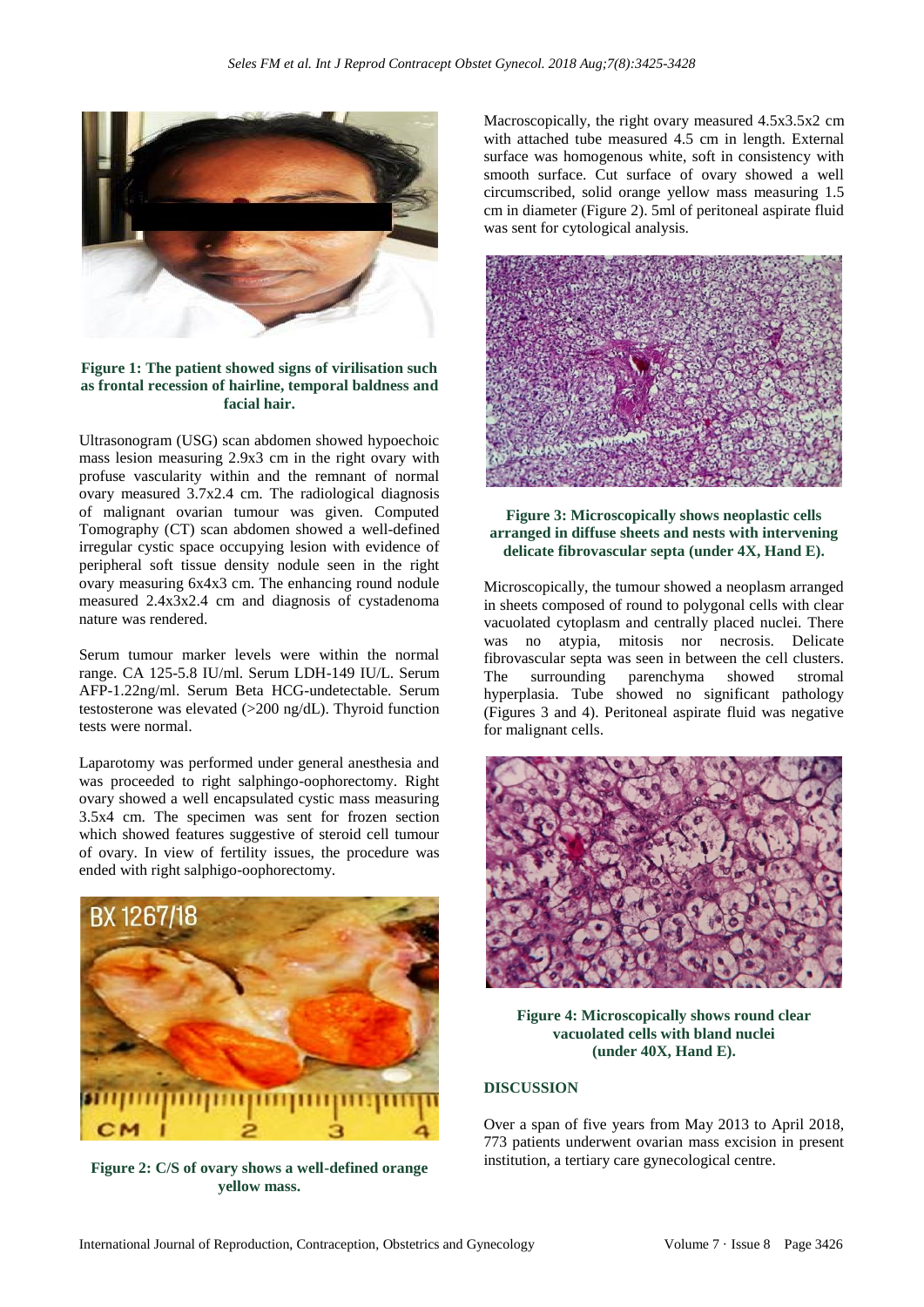Figure 1: The patient showed signs of virilisation such as frontal recession of hairline, temporal baldness and facial hair.

Ultrasonogram (USG) scan abdomen showed hypoechoic mass lesion measuring 2.9x3 cm in the right ovary with profuse vascularity within and the remnant of normal ovary measured 3.7x2.4 cm. The radiological diagnosis of malignant ovarian tumour was given. Computed Tomography (CT) scan abdomen showed a well-defined irregular cystic space occupying lesion with evidence of peripheral soft tissue density nodule seen in the right ovary measuring 6x4x3 cm. The enhancing round nodule measured 2.4x3x2.4 cm and diagnosis of cystadenoma nature was rendered.

Serum tumour marker levels were within the normal range. CA 125-5.8 IU/ml. Serum LDH-149 IU/L. Serum AFP-1.22ng/ml. Serum Beta HCG-undetectable. Serum testosterone was elevated (>200 ng/dL). Thyroid function tests were normal.

Laparotomy was performed under general anesthesia and was proceeded to right salphingo-oophorectomy. Right ovary showed a well encapsulated cystic mass measuring 3.5x4 cm. The specimen was sent for frozen section which showed features suggestive of steroid cell tumour of ovary. In view of fertility issues, the procedure was ended with right salphigo-oophorectomy.

Figure 2: C/S of ovary shows a well-defined orange yellow mass.

Macroscopically, the right ovary measured 4.5x3.5x2 cm with attached tube measured 4.5 cm in length. External surface was homogenous white, soft in consistency with smooth surface. Cut surface of ovary showed a well circumscribed, solid orange yellow mass measuring 1.5 cm in diameter (Figure 2). 5ml of peritoneal aspirate fluid was sent for cytological analysis.

Figure 3: Microscopically shows neoplastic cells arranged in diffuse sheets and nests with intervening delicate fibrovascular septa (under 4X, Hand E).

Microscopically, the tumour showed a neoplasm arranged in sheets composed of round to polygonal cells with clear vacuolated cytoplasm and centrally placed nuclei. There was no atypia, mitosis nor necrosis. Delicate fibrovascular septa was seen in between the cell clusters. The surrounding parenchyma showed stromal hyperplasia. Tube showed no significant pathology (Figures 3 and 4). Peritoneal aspirate fluid was negative for malignant cells.

Figure 4: Microscopically shows round clear vacuolated cells with bland nuclei (under 40X, Hand E).

## DISCUSSION

Over a span of five years from May 2013 to April 2018, 773 patients underwent ovarian mass excision in present institution, a tertiary care gynecological centre.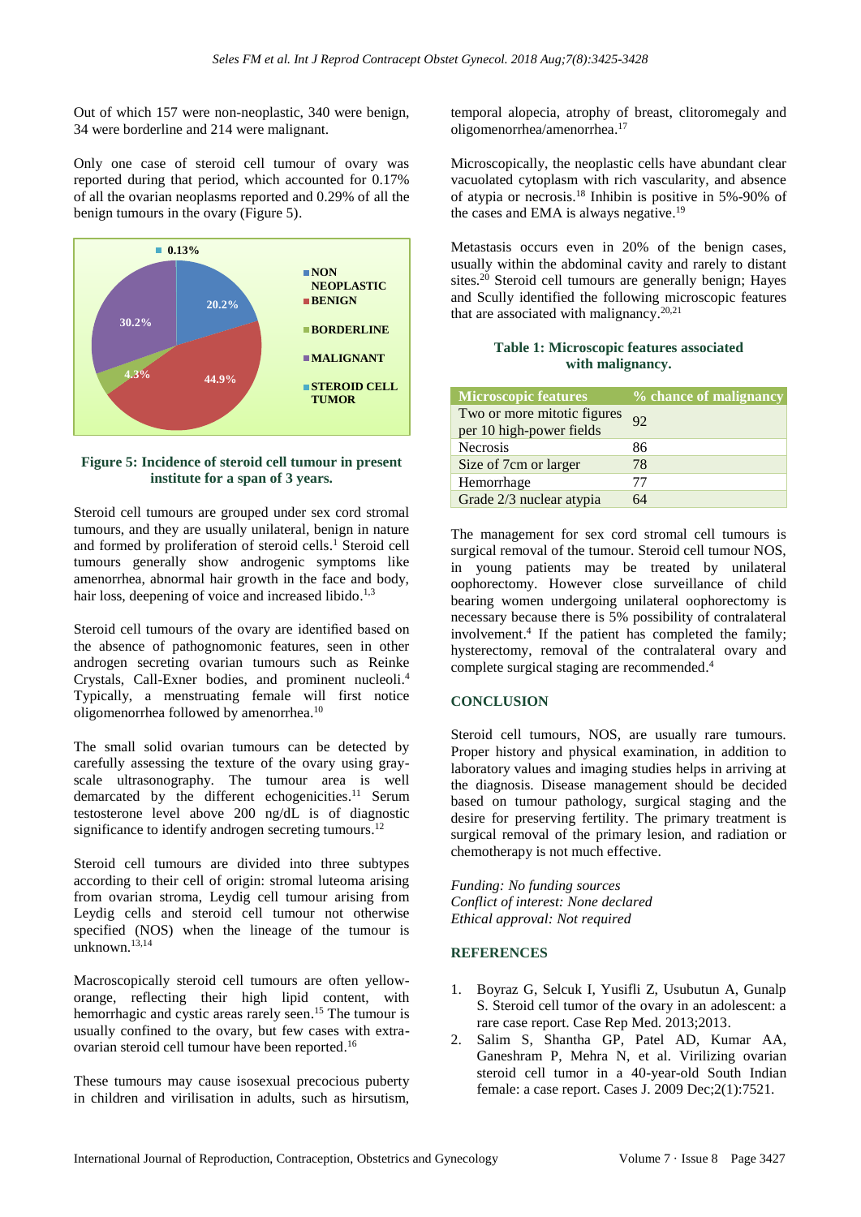Out of which 157 were non-neoplastic, 340 were benign, 34 were borderline and 214 were malignant.

Only one case of steroid cell tumour of ovary was reported during that period, which accounted for 0.17% of all the ovarian neoplasms reported and 0.29% of all the benign tumours in the ovary (Figure 5).

**Figure 5: Incidence of steroid cell tumour in present institute for a span of 3 years.**

Steroid cell tumours are grouped under sex cord stromal tumours, and they are usually unilateral, benign in nature and formed by proliferation of steroid cells.[1] Steroid cell tumours generally show androgenic symptoms like amenorrhea, abnormal hair growth in the face and body, hair loss, deepening of voice and increased libido.[1,3]

Steroid cell tumours of the ovary are identified based on the absence of pathognomonic features, seen in other androgen secreting ovarian tumours such as Reinke Crystals, Call-Exner bodies, and prominent nucleoli.[4] Typically, a menstruating female will first notice oligomenorrhea followed by amenorrhea.[10]

The small solid ovarian tumours can be detected by carefully assessing the texture of the ovary using gray-scale ultrasonography. The tumour area is well demarcated by the different echogenicities.[11] Serum testosterone level above 200 ng/dL is of diagnostic significance to identify androgen secreting tumours.[12]

Steroid cell tumours are divided into three subtypes according to their cell of origin: stromal luteoma arising from ovarian stroma, Leydig cell tumour arising from Leydig cells and steroid cell tumour not otherwise specified (NOS) when the lineage of the tumour is unknown.[13,14]

Macroscopically steroid cell tumours are often yellow-orange, reflecting their high lipid content, with hemorrhagic and cystic areas rarely seen.[15] The tumour is usually confined to the ovary, but few cases with extra-ovarian steroid cell tumour have been reported.[16]

These tumours may cause isosexual precocious puberty in children and virilisation in adults, such as hirsutism, temporal alopecia, atrophy of breast, clitoromegaly and oligomenorrhea/amenorrhea.[17]

Microscopically, the neoplastic cells have abundant clear vacuolated cytoplasm with rich vascularity, and absence of atypia or necrosis.[18] Inhibin is positive in 5%-90% of the cases and EMA is always negative.[19]

Metastasis occurs even in 20% of the benign cases, usually within the abdominal cavity and rarely to distant sites.[20] Steroid cell tumours are generally benign; Hayes and Scully identified the following microscopic features that are associated with malignancy.[20,21]

**Table 1: Microscopic features associated with malignancy.**

| Microscopic features | % chance of malignancy |
|---|---|
| Two or more mitotic figures per 10 high-power fields | 92 |
| Necrosis | 86 |
| Size of 7cm or larger | 78 |
| Hemorrhage | 77 |
| Grade 2/3 nuclear atypia | 64 |

The management for sex cord stromal cell tumours is surgical removal of the tumour. Steroid cell tumour NOS, in young patients may be treated by unilateral oophorectomy. However close surveillance of child bearing women undergoing unilateral oophorectomy is necessary because there is 5% possibility of contralateral involvement.[4] If the patient has completed the family; hysterectomy, removal of the contralateral ovary and complete surgical staging are recommended.[4]

## CONCLUSION

Steroid cell tumours, NOS, are usually rare tumours. Proper history and physical examination, in addition to laboratory values and imaging studies helps in arriving at the diagnosis. Disease management should be decided based on tumour pathology, surgical staging and the desire for preserving fertility. The primary treatment is surgical removal of the primary lesion, and radiation or chemotherapy is not much effective.

*Funding: No funding sources*
*Conflict of interest: None declared*
*Ethical approval: Not required*

## REFERENCES

1. Boyraz G, Selcuk I, Yusifli Z, Usubutun A, Gunalp S. Steroid cell tumor of the ovary in an adolescent: a rare case report. Case Rep Med. 2013;2013.
2. Salim S, Shantha GP, Patel AD, Kumar AA, Ganeshram P, Mehra N, et al. Virilizing ovarian steroid cell tumor in a 40-year-old South Indian female: a case report. Cases J. 2009 Dec;2(1):7521.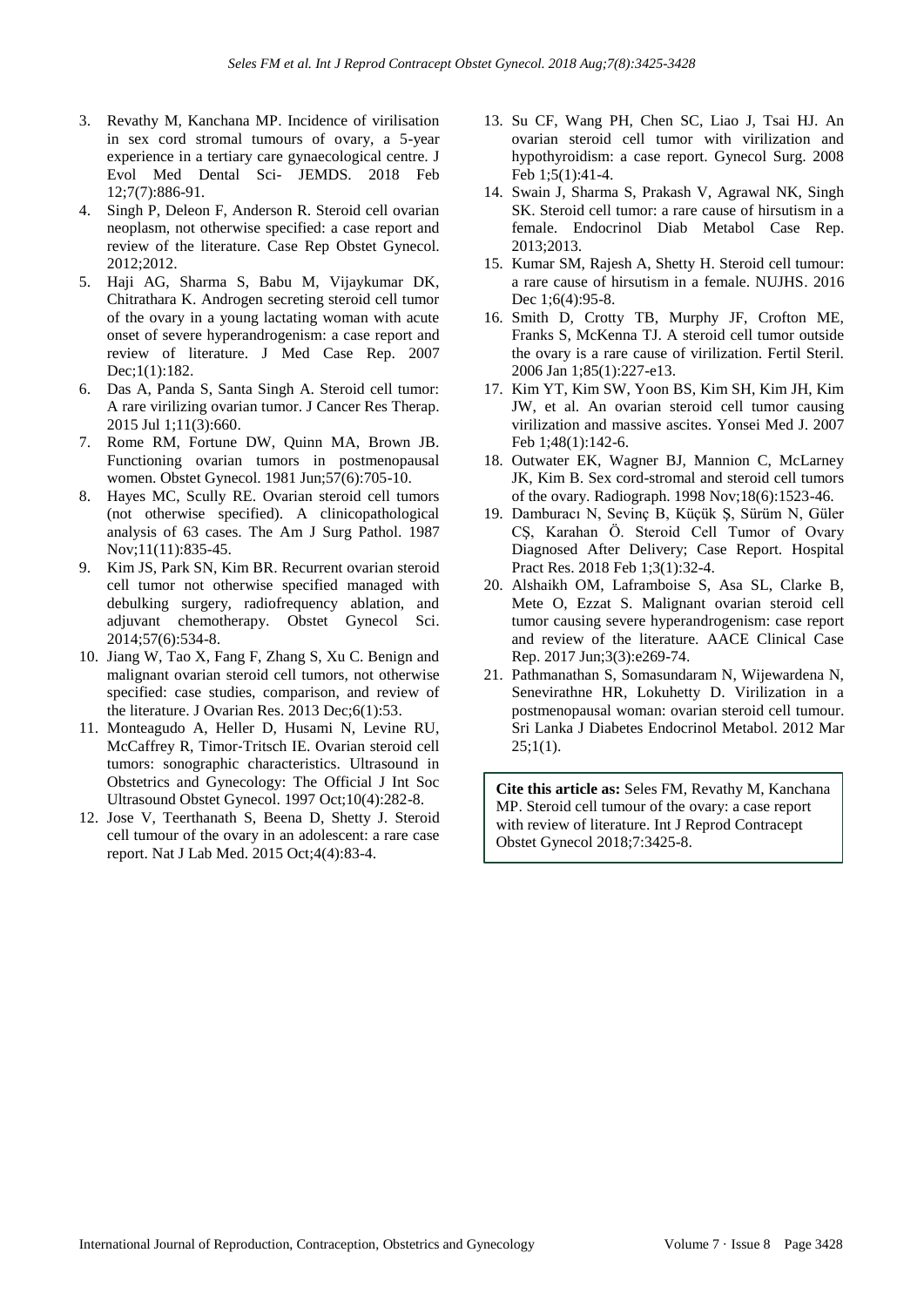3. Revathy M, Kanchana MP. Incidence of virilisation in sex cord stromal tumours of ovary, a 5-year experience in a tertiary care gynaecological centre. J Evol Med Dental Sci- JEMDS. 2018 Feb 12;7(7):886-91.
4. Singh P, Deleon F, Anderson R. Steroid cell ovarian neoplasm, not otherwise specified: a case report and review of the literature. Case Rep Obstet Gynecol. 2012;2012.
5. Haji AG, Sharma S, Babu M, Vijaykumar DK, Chitrathara K. Androgen secreting steroid cell tumor of the ovary in a young lactating woman with acute onset of severe hyperandrogenism: a case report and review of literature. J Med Case Rep. 2007 Dec;1(1):182.
6. Das A, Panda S, Santa Singh A. Steroid cell tumor: A rare virilizing ovarian tumor. J Cancer Res Therap. 2015 Jul 1;11(3):660.
7. Rome RM, Fortune DW, Quinn MA, Brown JB. Functioning ovarian tumors in postmenopausal women. Obstet Gynecol. 1981 Jun;57(6):705-10.
8. Hayes MC, Scully RE. Ovarian steroid cell tumors (not otherwise specified). A clinicopathological analysis of 63 cases. The Am J Surg Pathol. 1987 Nov;11(11):835-45.
9. Kim JS, Park SN, Kim BR. Recurrent ovarian steroid cell tumor not otherwise specified managed with debulking surgery, radiofrequency ablation, and adjuvant chemotherapy. Obstet Gynecol Sci. 2014;57(6):534-8.
10. Jiang W, Tao X, Fang F, Zhang S, Xu C. Benign and malignant ovarian steroid cell tumors, not otherwise specified: case studies, comparison, and review of the literature. J Ovarian Res. 2013 Dec;6(1):53.
11. Monteagudo A, Heller D, Husami N, Levine RU, McCaffrey R, Timor‐Tritsch IE. Ovarian steroid cell tumors: sonographic characteristics. Ultrasound in Obstetrics and Gynecology: The Official J Int Soc Ultrasound Obstet Gynecol. 1997 Oct;10(4):282-8.
12. Jose V, Teerthanath S, Beena D, Shetty J. Steroid cell tumour of the ovary in an adolescent: a rare case report. Nat J Lab Med. 2015 Oct;4(4):83-4.
13. Su CF, Wang PH, Chen SC, Liao J, Tsai HJ. An ovarian steroid cell tumor with virilization and hypothyroidism: a case report. Gynecol Surg. 2008 Feb 1;5(1):41-4.
14. Swain J, Sharma S, Prakash V, Agrawal NK, Singh SK. Steroid cell tumor: a rare cause of hirsutism in a female. Endocrinol Diab Metabol Case Rep. 2013;2013.
15. Kumar SM, Rajesh A, Shetty H. Steroid cell tumour: a rare cause of hirsutism in a female. NUJHS. 2016 Dec 1;6(4):95-8.
16. Smith D, Crotty TB, Murphy JF, Crofton ME, Franks S, McKenna TJ. A steroid cell tumor outside the ovary is a rare cause of virilization. Fertil Steril. 2006 Jan 1;85(1):227-e13.
17. Kim YT, Kim SW, Yoon BS, Kim SH, Kim JH, Kim JW, et al. An ovarian steroid cell tumor causing virilization and massive ascites. Yonsei Med J. 2007 Feb 1;48(1):142-6.
18. Outwater EK, Wagner BJ, Mannion C, McLarney JK, Kim B. Sex cord-stromal and steroid cell tumors of the ovary. Radiograph. 1998 Nov;18(6):1523-46.
19. Damburacı N, Sevinç B, Küçük Ş, Sürüm N, Güler CŞ, Karahan Ö. Steroid Cell Tumor of Ovary Diagnosed After Delivery; Case Report. Hospital Pract Res. 2018 Feb 1;3(1):32-4.
20. Alshaikh OM, Laframboise S, Asa SL, Clarke B, Mete O, Ezzat S. Malignant ovarian steroid cell tumor causing severe hyperandrogenism: case report and review of the literature. AACE Clinical Case Rep. 2017 Jun;3(3):e269-74.
21. Pathmanathan S, Somasundaram N, Wijewardena N, Senevirathne HR, Lokuhetty D. Virilization in a postmenopausal woman: ovarian steroid cell tumour. Sri Lanka J Diabetes Endocrinol Metabol. 2012 Mar 25;1(1).

**Cite this article as:** Seles FM, Revathy M, Kanchana MP. Steroid cell tumour of the ovary: a case report with review of literature. Int J Reprod Contracept Obstet Gynecol 2018;7:3425-8.